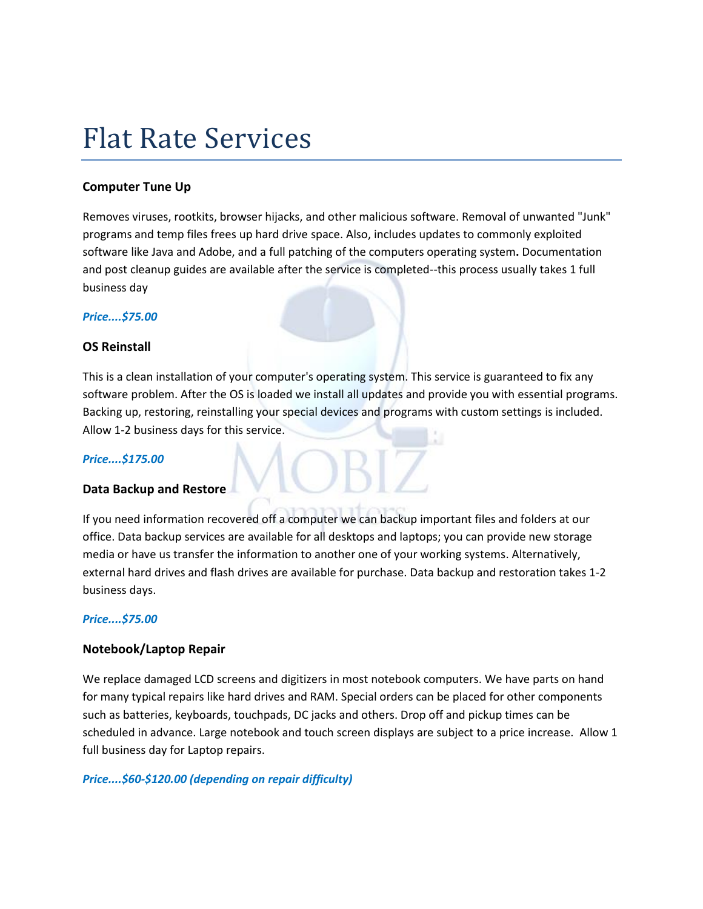# Flat Rate Services

### Computer Tune Up

Removes viruses, rootkits, browser hijacks, and other malicious software. Removal of unwanted "Junk" programs and temp files frees up hard drive space. Also, includes updates to commonly exploited software like Java and Adobe, and a full patching of the computers operating system. Documentation and post cleanup guides are available after the service is completed--this process usually takes 1 full business day

***Price....$75.00***

### OS Reinstall

This is a clean installation of your computer's operating system. This service is guaranteed to fix any software problem. After the OS is loaded we install all updates and provide you with essential programs. Backing up, restoring, reinstalling your special devices and programs with custom settings is included. Allow 1-2 business days for this service.

***Price....$175.00***

### Data Backup and Restore

If you need information recovered off a computer we can backup important files and folders at our office. Data backup services are available for all desktops and laptops; you can provide new storage media or have us transfer the information to another one of your working systems. Alternatively, external hard drives and flash drives are available for purchase. Data backup and restoration takes 1-2 business days.

***Price....$75.00***

### Notebook/Laptop Repair

We replace damaged LCD screens and digitizers in most notebook computers. We have parts on hand for many typical repairs like hard drives and RAM. Special orders can be placed for other components such as batteries, keyboards, touchpads, DC jacks and others. Drop off and pickup times can be scheduled in advance. Large notebook and touch screen displays are subject to a price increase. Allow 1 full business day for Laptop repairs.

***Price....$60-$120.00 (depending on repair difficulty)***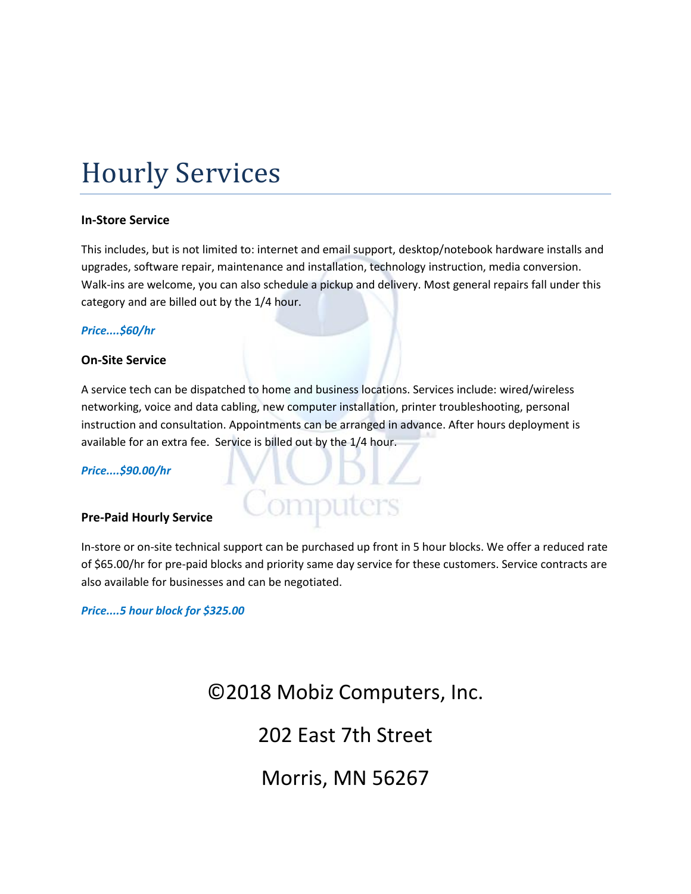# Hourly Services

**In-Store Service**

This includes, but is not limited to: internet and email support, desktop/notebook hardware installs and upgrades, software repair, maintenance and installation, technology instruction, media conversion. Walk-ins are welcome, you can also schedule a pickup and delivery. Most general repairs fall under this category and are billed out by the 1/4 hour.

***Price....$60/hr***

**On-Site Service**

A service tech can be dispatched to home and business locations. Services include: wired/wireless networking, voice and data cabling, new computer installation, printer troubleshooting, personal instruction and consultation. Appointments can be arranged in advance. After hours deployment is available for an extra fee. Service is billed out by the 1/4 hour.

***Price....$90.00/hr***

**Pre-Paid Hourly Service**

In-store or on-site technical support can be purchased up front in 5 hour blocks. We offer a reduced rate of $65.00/hr for pre-paid blocks and priority same day service for these customers. Service contracts are also available for businesses and can be negotiated.

***Price....5 hour block for $325.00***

©2018 Mobiz Computers, Inc.

202 East 7th Street

Morris, MN 56267